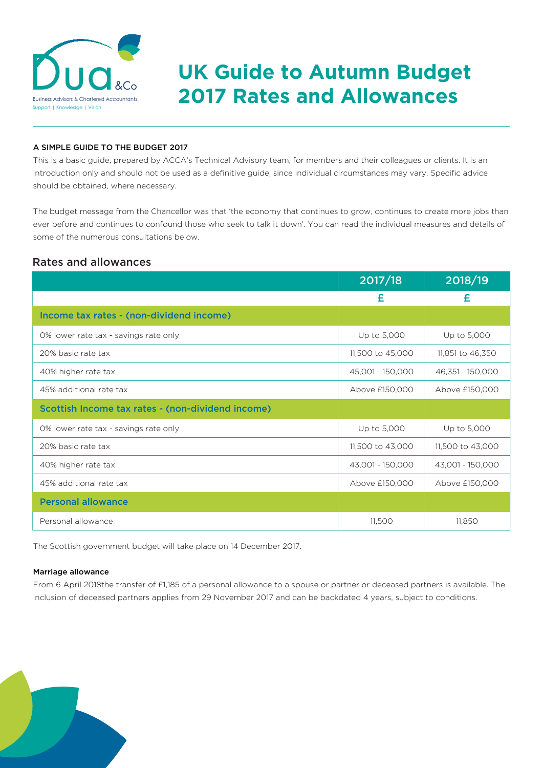# UK Guide to Autumn Budget 2017 Rates and Allowances

Business Advisors & Chartered Accountants
Support | Knowledge | Vision

**A SIMPLE GUIDE TO THE BUDGET 2017**

This is a basic guide, prepared by ACCA's Technical Advisory team, for members and their colleagues or clients. It is an introduction only and should not be used as a definitive guide, since individual circumstances may vary. Specific advice should be obtained, where necessary.

The budget message from the Chancellor was that 'the economy that continues to grow, continues to create more jobs than ever before and continues to confound those who seek to talk it down'. You can read the individual measures and details of some of the numerous consultations below.

## Rates and allowances

| | 2017/18 | 2018/19 |
|---|---|---|
| | £ | £ |
| **Income tax rates - (non-dividend income)** | | |
| 0% lower rate tax - savings rate only | Up to 5,000 | Up to 5,000 |
| 20% basic rate tax | 11,500 to 45,000 | 11,851 to 46,350 |
| 40% higher rate tax | 45,001 - 150,000 | 46,351 - 150,000 |
| 45% additional rate tax | Above £150,000 | Above £150,000 |
| **Scottish Income tax rates - (non-dividend income)** | | |
| 0% lower rate tax - savings rate only | Up to 5,000 | Up to 5,000 |
| 20% basic rate tax | 11,500 to 43,000 | 11,500 to 43,000 |
| 40% higher rate tax | 43,001 - 150,000 | 43,001 - 150,000 |
| 45% additional rate tax | Above £150,000 | Above £150,000 |
| **Personal allowance** | | |
| Personal allowance | 11,500 | 11,850 |

The Scottish government budget will take place on 14 December 2017.

**Marriage allowance**

From 6 April 2018the transfer of £1,185 of a personal allowance to a spouse or partner or deceased partners is available. The inclusion of deceased partners applies from 29 November 2017 and can be backdated 4 years, subject to conditions.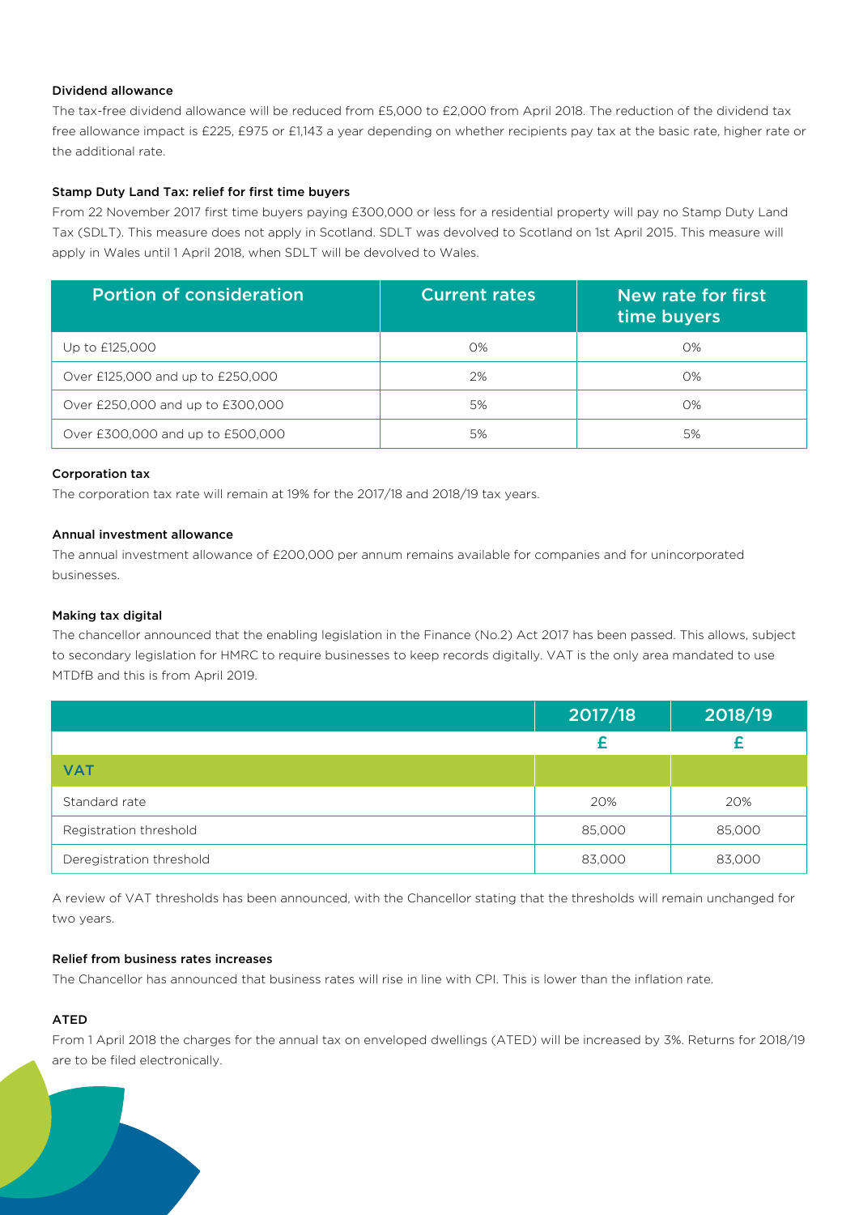### Dividend allowance

The tax-free dividend allowance will be reduced from £5,000 to £2,000 from April 2018. The reduction of the dividend tax free allowance impact is £225, £975 or £1,143 a year depending on whether recipients pay tax at the basic rate, higher rate or the additional rate.

### Stamp Duty Land Tax: relief for first time buyers

From 22 November 2017 first time buyers paying £300,000 or less for a residential property will pay no Stamp Duty Land Tax (SDLT). This measure does not apply in Scotland. SDLT was devolved to Scotland on 1st April 2015. This measure will apply in Wales until 1 April 2018, when SDLT will be devolved to Wales.

| Portion of consideration | Current rates | New rate for first time buyers |
|---|---|---|
| Up to £125,000 | 0% | 0% |
| Over £125,000 and up to £250,000 | 2% | 0% |
| Over £250,000 and up to £300,000 | 5% | 0% |
| Over £300,000 and up to £500,000 | 5% | 5% |

### Corporation tax

The corporation tax rate will remain at 19% for the 2017/18 and 2018/19 tax years.

### Annual investment allowance

The annual investment allowance of £200,000 per annum remains available for companies and for unincorporated businesses.

### Making tax digital

The chancellor announced that the enabling legislation in the Finance (No.2) Act 2017 has been passed. This allows, subject to secondary legislation for HMRC to require businesses to keep records digitally. VAT is the only area mandated to use MTDfB and this is from April 2019.

| | 2017/18 | 2018/19 |
|---|---|---|
| | £ | £ |
| **VAT** | | |
| Standard rate | 20% | 20% |
| Registration threshold | 85,000 | 85,000 |
| Deregistration threshold | 83,000 | 83,000 |

A review of VAT thresholds has been announced, with the Chancellor stating that the thresholds will remain unchanged for two years.

### Relief from business rates increases

The Chancellor has announced that business rates will rise in line with CPI. This is lower than the inflation rate.

### ATED

From 1 April 2018 the charges for the annual tax on enveloped dwellings (ATED) will be increased by 3%. Returns for 2018/19 are to be filed electronically.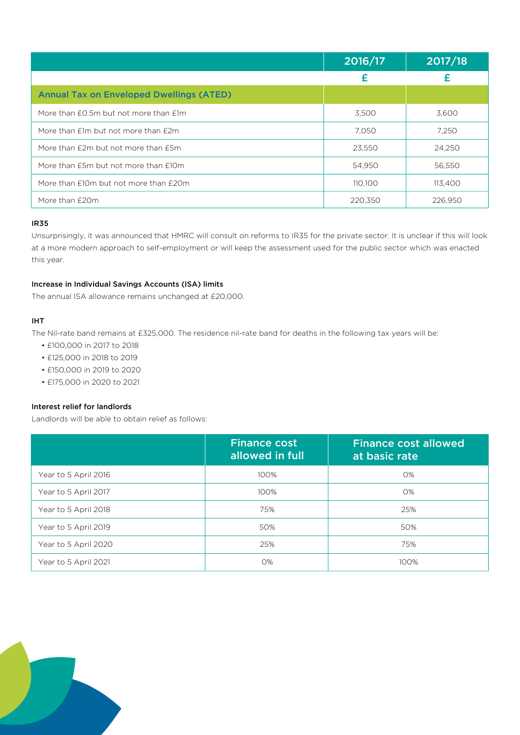| | 2016/17 | 2017/18 |
|---|---|---|
| | £ | £ |
| **Annual Tax on Enveloped Dwellings (ATED)** | | |
| More than £0.5m but not more than £1m | 3,500 | 3,600 |
| More than £1m but not more than £2m | 7,050 | 7,250 |
| More than £2m but not more than £5m | 23,550 | 24,250 |
| More than £5m but not more than £10m | 54,950 | 56,550 |
| More than £10m but not more than £20m | 110,100 | 113,400 |
| More than £20m | 220,350 | 226,950 |

### IR35

Unsurprisingly, it was announced that HMRC will consult on reforms to IR35 for the private sector. It is unclear if this will look at a more modern approach to self-employment or will keep the assessment used for the public sector which was enacted this year.

### Increase in Individual Savings Accounts (ISA) limits

The annual ISA allowance remains unchanged at £20,000.

### IHT

The Nil-rate band remains at £325,000. The residence nil-rate band for deaths in the following tax years will be:

- £100,000 in 2017 to 2018
- £125,000 in 2018 to 2019
- £150,000 in 2019 to 2020
- £175,000 in 2020 to 2021

### Interest relief for landlords

Landlords will be able to obtain relief as follows:

| | Finance cost allowed in full | Finance cost allowed at basic rate |
|---|---|---|
| Year to 5 April 2016 | 100% | 0% |
| Year to 5 April 2017 | 100% | 0% |
| Year to 5 April 2018 | 75% | 25% |
| Year to 5 April 2019 | 50% | 50% |
| Year to 5 April 2020 | 25% | 75% |
| Year to 5 April 2021 | 0% | 100% |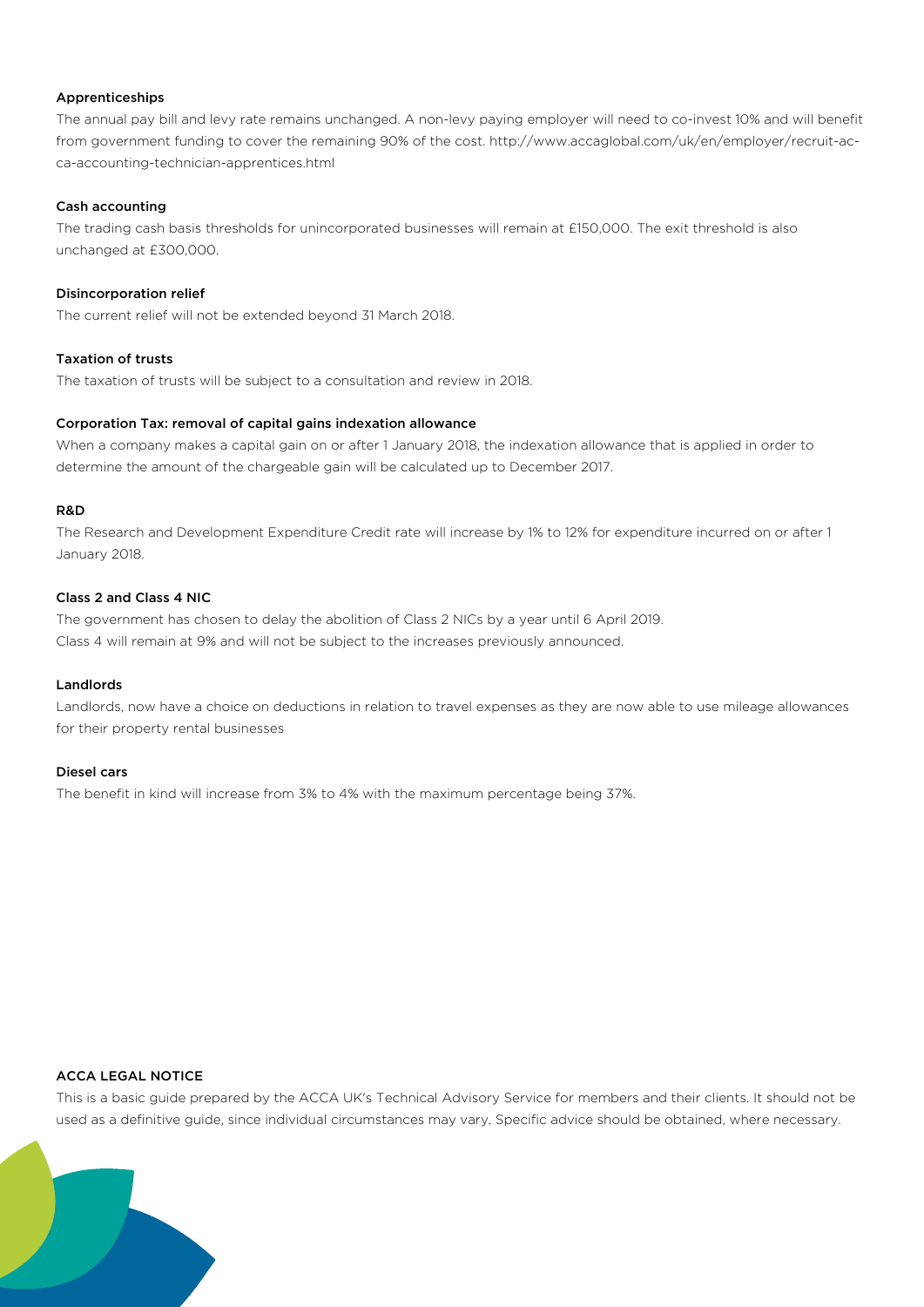### Apprenticeships

The annual pay bill and levy rate remains unchanged. A non-levy paying employer will need to co-invest 10% and will benefit from government funding to cover the remaining 90% of the cost. http://www.accaglobal.com/uk/en/employer/recruit-acca-accounting-technician-apprentices.html

### Cash accounting

The trading cash basis thresholds for unincorporated businesses will remain at £150,000. The exit threshold is also unchanged at £300,000.

### Disincorporation relief

The current relief will not be extended beyond 31 March 2018.

### Taxation of trusts

The taxation of trusts will be subject to a consultation and review in 2018.

### Corporation Tax: removal of capital gains indexation allowance

When a company makes a capital gain on or after 1 January 2018, the indexation allowance that is applied in order to determine the amount of the chargeable gain will be calculated up to December 2017.

### R&D

The Research and Development Expenditure Credit rate will increase by 1% to 12% for expenditure incurred on or after 1 January 2018.

### Class 2 and Class 4 NIC

The government has chosen to delay the abolition of Class 2 NICs by a year until 6 April 2019.
Class 4 will remain at 9% and will not be subject to the increases previously announced.

### Landlords

Landlords, now have a choice on deductions in relation to travel expenses as they are now able to use mileage allowances for their property rental businesses

### Diesel cars

The benefit in kind will increase from 3% to 4% with the maximum percentage being 37%.

### ACCA LEGAL NOTICE

This is a basic guide prepared by the ACCA UK's Technical Advisory Service for members and their clients. It should not be used as a definitive guide, since individual circumstances may vary. Specific advice should be obtained, where necessary.